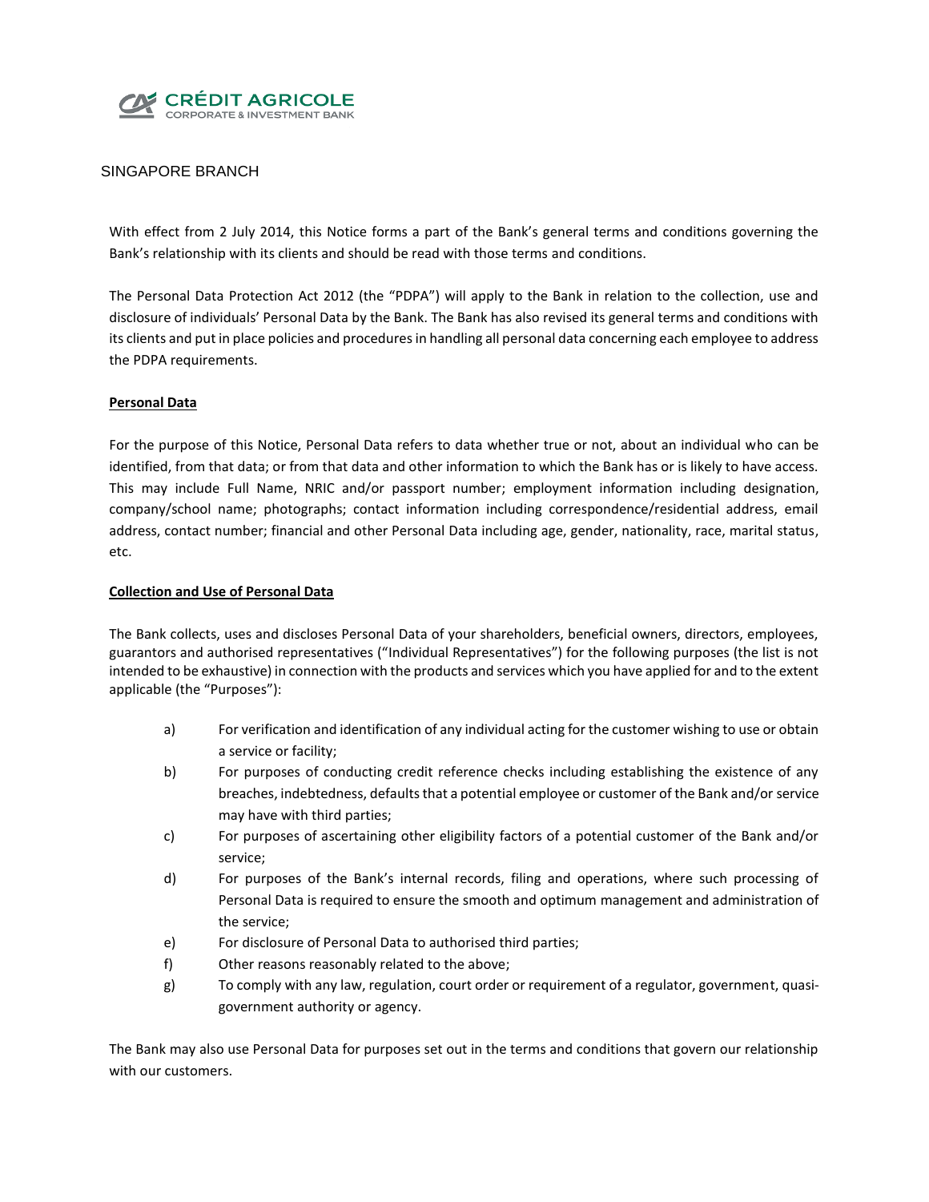CRÉDIT AGRICOLE
CORPORATE & INVESTMENT BANK

SINGAPORE BRANCH

With effect from 2 July 2014, this Notice forms a part of the Bank's general terms and conditions governing the Bank's relationship with its clients and should be read with those terms and conditions.

The Personal Data Protection Act 2012 (the "PDPA") will apply to the Bank in relation to the collection, use and disclosure of individuals' Personal Data by the Bank. The Bank has also revised its general terms and conditions with its clients and put in place policies and procedures in handling all personal data concerning each employee to address the PDPA requirements.

**Personal Data**

For the purpose of this Notice, Personal Data refers to data whether true or not, about an individual who can be identified, from that data; or from that data and other information to which the Bank has or is likely to have access. This may include Full Name, NRIC and/or passport number; employment information including designation, company/school name; photographs; contact information including correspondence/residential address, email address, contact number; financial and other Personal Data including age, gender, nationality, race, marital status, etc.

**Collection and Use of Personal Data**

The Bank collects, uses and discloses Personal Data of your shareholders, beneficial owners, directors, employees, guarantors and authorised representatives ("Individual Representatives") for the following purposes (the list is not intended to be exhaustive) in connection with the products and services which you have applied for and to the extent applicable (the "Purposes"):

a) For verification and identification of any individual acting for the customer wishing to use or obtain a service or facility;

b) For purposes of conducting credit reference checks including establishing the existence of any breaches, indebtedness, defaults that a potential employee or customer of the Bank and/or service may have with third parties;

c) For purposes of ascertaining other eligibility factors of a potential customer of the Bank and/or service;

d) For purposes of the Bank's internal records, filing and operations, where such processing of Personal Data is required to ensure the smooth and optimum management and administration of the service;

e) For disclosure of Personal Data to authorised third parties;

f) Other reasons reasonably related to the above;

g) To comply with any law, regulation, court order or requirement of a regulator, government, quasi-government authority or agency.

The Bank may also use Personal Data for purposes set out in the terms and conditions that govern our relationship with our customers.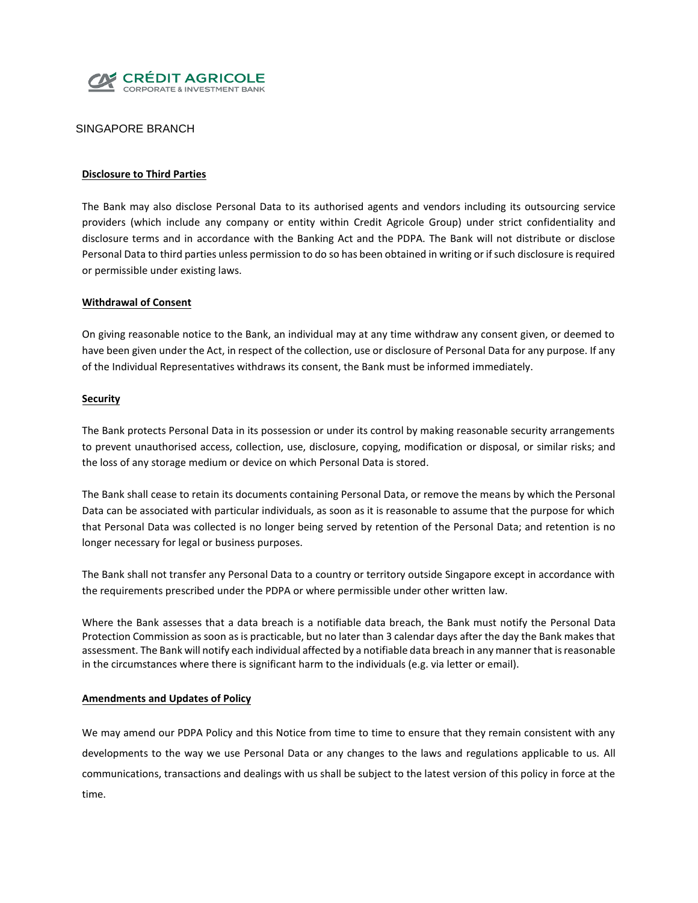SINGAPORE BRANCH

**Disclosure to Third Parties**

The Bank may also disclose Personal Data to its authorised agents and vendors including its outsourcing service providers (which include any company or entity within Credit Agricole Group) under strict confidentiality and disclosure terms and in accordance with the Banking Act and the PDPA. The Bank will not distribute or disclose Personal Data to third parties unless permission to do so has been obtained in writing or if such disclosure is required or permissible under existing laws.

**Withdrawal of Consent**

On giving reasonable notice to the Bank, an individual may at any time withdraw any consent given, or deemed to have been given under the Act, in respect of the collection, use or disclosure of Personal Data for any purpose. If any of the Individual Representatives withdraws its consent, the Bank must be informed immediately.

**Security**

The Bank protects Personal Data in its possession or under its control by making reasonable security arrangements to prevent unauthorised access, collection, use, disclosure, copying, modification or disposal, or similar risks; and the loss of any storage medium or device on which Personal Data is stored.

The Bank shall cease to retain its documents containing Personal Data, or remove the means by which the Personal Data can be associated with particular individuals, as soon as it is reasonable to assume that the purpose for which that Personal Data was collected is no longer being served by retention of the Personal Data; and retention is no longer necessary for legal or business purposes.

The Bank shall not transfer any Personal Data to a country or territory outside Singapore except in accordance with the requirements prescribed under the PDPA or where permissible under other written law.

Where the Bank assesses that a data breach is a notifiable data breach, the Bank must notify the Personal Data Protection Commission as soon as is practicable, but no later than 3 calendar days after the day the Bank makes that assessment. The Bank will notify each individual affected by a notifiable data breach in any manner that is reasonable in the circumstances where there is significant harm to the individuals (e.g. via letter or email).

**Amendments and Updates of Policy**

We may amend our PDPA Policy and this Notice from time to time to ensure that they remain consistent with any developments to the way we use Personal Data or any changes to the laws and regulations applicable to us. All communications, transactions and dealings with us shall be subject to the latest version of this policy in force at the time.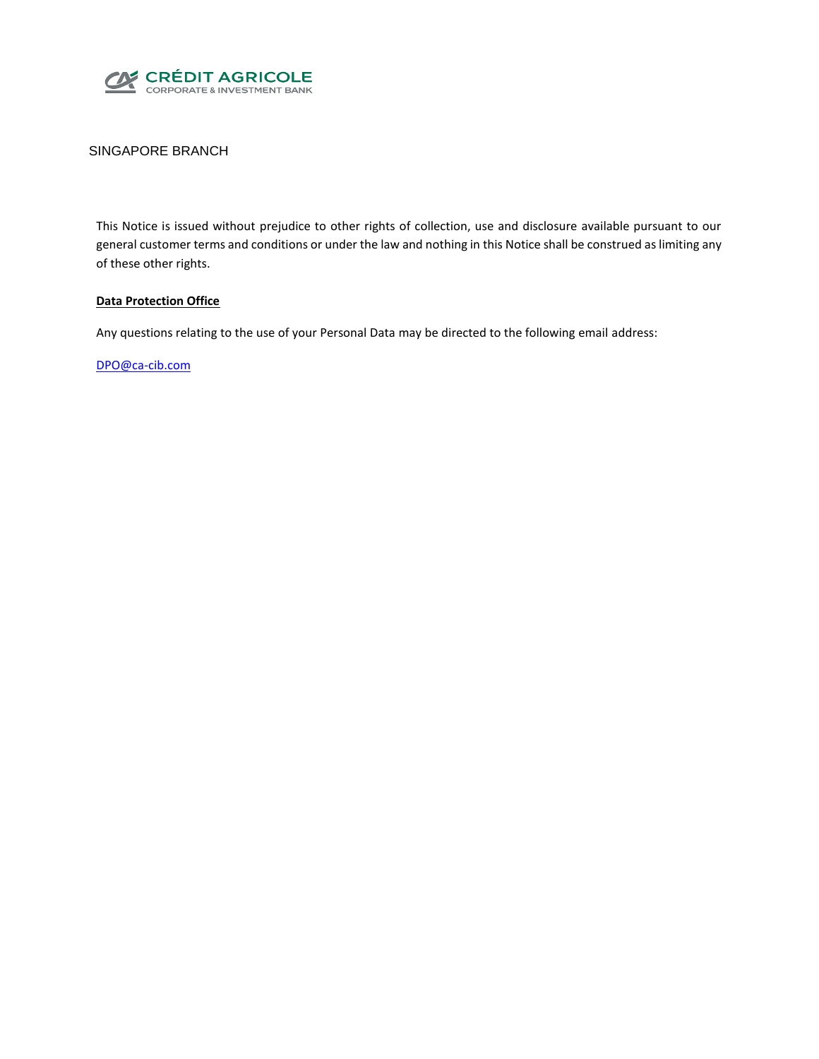SINGAPORE BRANCH

This Notice is issued without prejudice to other rights of collection, use and disclosure available pursuant to our general customer terms and conditions or under the law and nothing in this Notice shall be construed as limiting any of these other rights.

**Data Protection Office**

Any questions relating to the use of your Personal Data may be directed to the following email address:

DPO@ca-cib.com